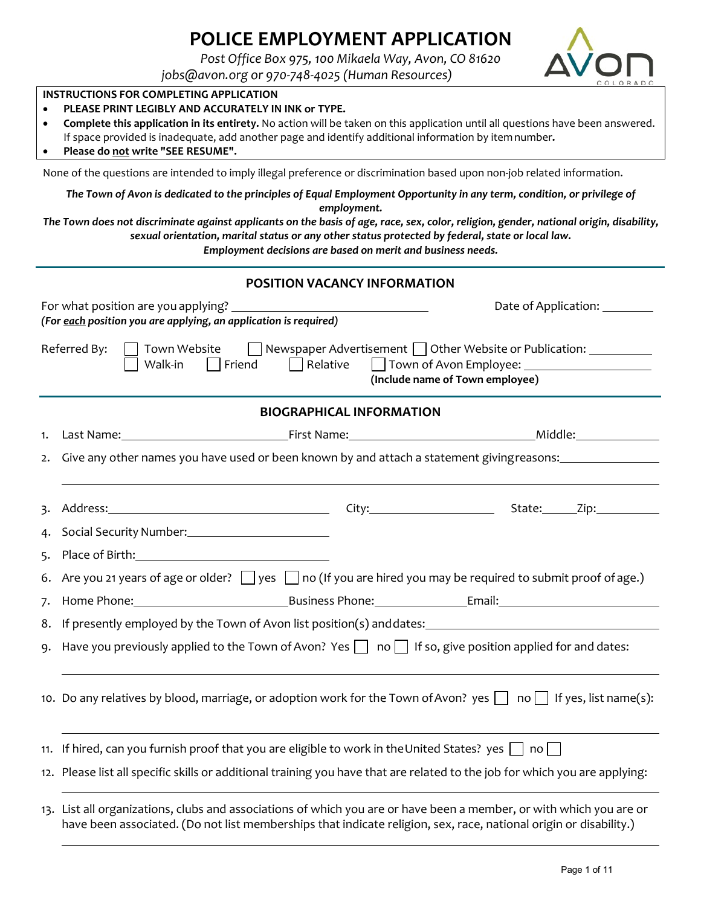# POLICE EMPLOYMENT APPLICATION

*Post Office Box 975, 100 Mikaela Way, Avon, CO 81620*
*jobs@avon.org or 970-748-4025 (Human Resources)*

**INSTRUCTIONS FOR COMPLETING APPLICATION**

- **PLEASE PRINT LEGIBLY AND ACCURATELY IN INK or TYPE.**
- **Complete this application in its entirety.** No action will be taken on this application until all questions have been answered. If space provided is inadequate, add another page and identify additional information by item number.
- **Please do not write "SEE RESUME".**

None of the questions are intended to imply illegal preference or discrimination based upon non-job related information.

***The Town of Avon is dedicated to the principles of Equal Employment Opportunity in any term, condition, or privilege of employment.***
***The Town does not discriminate against applicants on the basis of age, race, sex, color, religion, gender, national origin, disability, sexual orientation, marital status or any other status protected by federal, state or local law.***
***Employment decisions are based on merit and business needs.***

## POSITION VACANCY INFORMATION

For what position are you applying? ______________________ Date of Application: ________
***(For each position you are applying, an application is required)***

Referred By: ☐ Town Website ☐ Newspaper Advertisement ☐ Other Website or Publication: __________
☐ Walk-in ☐ Friend ☐ Relative ☐ Town of Avon Employee: ____________________
**(Include name of Town employee)**

## BIOGRAPHICAL INFORMATION

1. Last Name: ____________ First Name: ____________ Middle: ________
2. Give any other names you have used or been known by and attach a statement giving reasons: ____________
3. Address: ____________ City: ____________ State: ____ Zip: ________
4. Social Security Number: ____________
5. Place of Birth: ____________
6. Are you 21 years of age or older? ☐ yes ☐ no (If you are hired you may be required to submit proof of age.)
7. Home Phone: ____________ Business Phone: ____________ Email: ____________
8. If presently employed by the Town of Avon list position(s) and dates: ____________
9. Have you previously applied to the Town of Avon? Yes ☐ no ☐ If so, give position applied for and dates:
10. Do any relatives by blood, marriage, or adoption work for the Town of Avon? yes ☐ no ☐ If yes, list name(s):
11. If hired, can you furnish proof that you are eligible to work in the United States? yes ☐ no ☐
12. Please list all specific skills or additional training you have that are related to the job for which you are applying:
13. List all organizations, clubs and associations of which you are or have been a member, or with which you are or have been associated. (Do not list memberships that indicate religion, sex, race, national origin or disability.)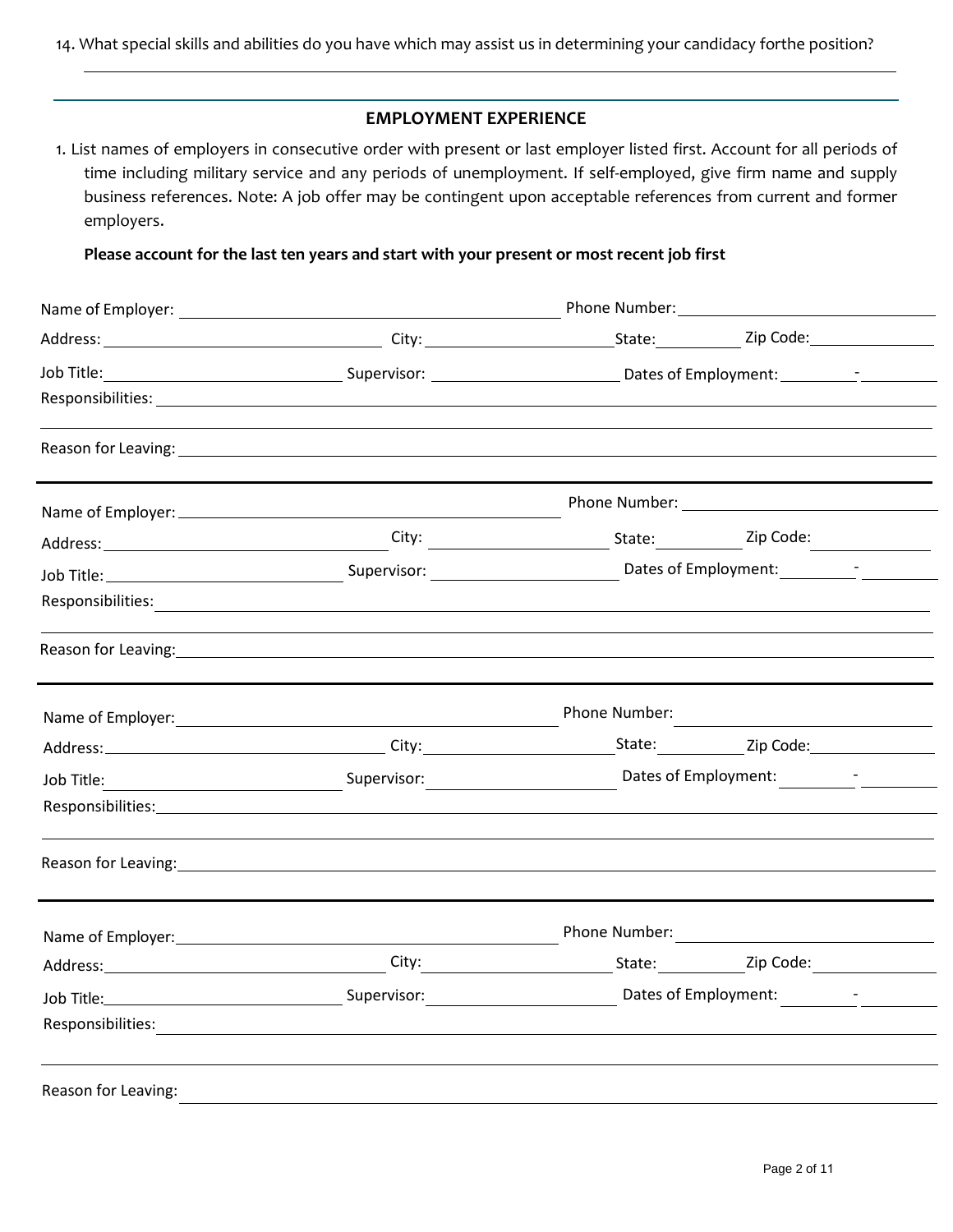14. What special skills and abilities do you have which may assist us in determining your candidacy forthe position?

---

## EMPLOYMENT EXPERIENCE

1. List names of employers in consecutive order with present or last employer listed first. Account for all periods of time including military service and any periods of unemployment. If self-employed, give firm name and supply business references. Note: A job offer may be contingent upon acceptable references from current and former employers.

**Please account for the last ten years and start with your present or most recent job first**

Name of Employer: ____________ Phone Number: ____________

Address: ____________ City: ____________ State: ________ Zip Code: ________

Job Title: ____________ Supervisor: ____________ Dates of Employment: ________ - ________

Responsibilities: ____________

Reason for Leaving: ____________

---

Name of Employer: ____________ Phone Number: ____________

Address: ____________ City: ____________ State: ________ Zip Code: ________

Job Title: ____________ Supervisor: ____________ Dates of Employment: ________ - ________

Responsibilities: ____________

Reason for Leaving: ____________

---

Name of Employer: ____________ Phone Number: ____________

Address: ____________ City: ____________ State: ________ Zip Code: ________

Job Title: ____________ Supervisor: ____________ Dates of Employment: ________ - ________

Responsibilities: ____________

Reason for Leaving: ____________

---

Name of Employer: ____________ Phone Number: ____________

Address: ____________ City: ____________ State: ________ Zip Code: ________

Job Title: ____________ Supervisor: ____________ Dates of Employment: ________ - ________

Responsibilities: ____________

Reason for Leaving: ____________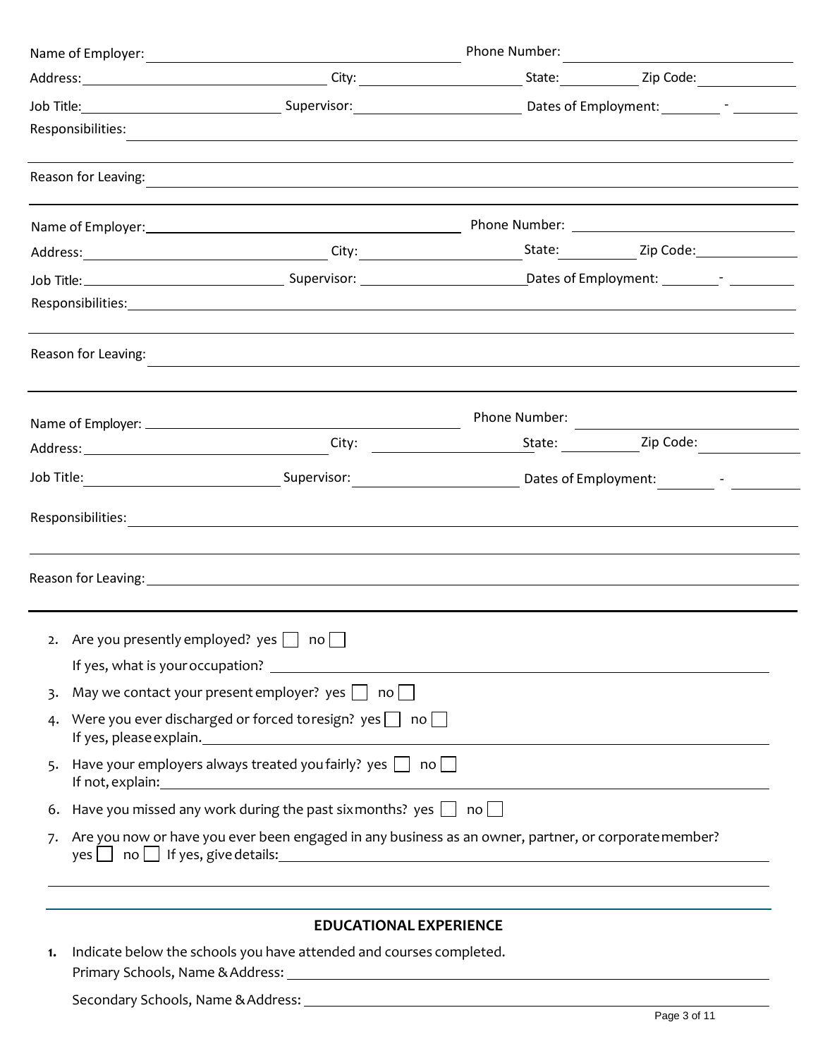Name of Employer: ______________________ Phone Number: ______________________

Address: ______________________ City: ______________ State: ________ Zip Code: ________

Job Title: ______________ Supervisor: ______________ Dates of Employment: ________ - ________

Responsibilities: ______________________________________________

Reason for Leaving: ______________________________________________

---

Name of Employer: ______________________ Phone Number: ______________________

Address: ______________________ City: ______________ State: ________ Zip Code: ________

Job Title: ______________ Supervisor: ______________ Dates of Employment: ________ - ________

Responsibilities: ______________________________________________

Reason for Leaving: ______________________________________________

---

Name of Employer: ______________________ Phone Number: ______________________

Address: ______________________ City: ______________ State: ________ Zip Code: ________

Job Title: ______________ Supervisor: ______________ Dates of Employment: ________ - ________

Responsibilities: ______________________________________________

Reason for Leaving: ______________________________________________

---

2. Are you presently employed? yes ☐ no ☐
   If yes, what is your occupation? ______________________
3. May we contact your present employer? yes ☐ no ☐
4. Were you ever discharged or forced to resign? yes ☐ no ☐
   If yes, please explain. ______________________
5. Have your employers always treated you fairly? yes ☐ no ☐
   If not, explain: ______________________
6. Have you missed any work during the past six months? yes ☐ no ☐
7. Are you now or have you ever been engaged in any business as an owner, partner, or corporate member?
   yes ☐ no ☐ If yes, give details: ______________________

## EDUCATIONAL EXPERIENCE

1. Indicate below the schools you have attended and courses completed.
   Primary Schools, Name & Address: ______________________
   
   Secondary Schools, Name & Address: ______________________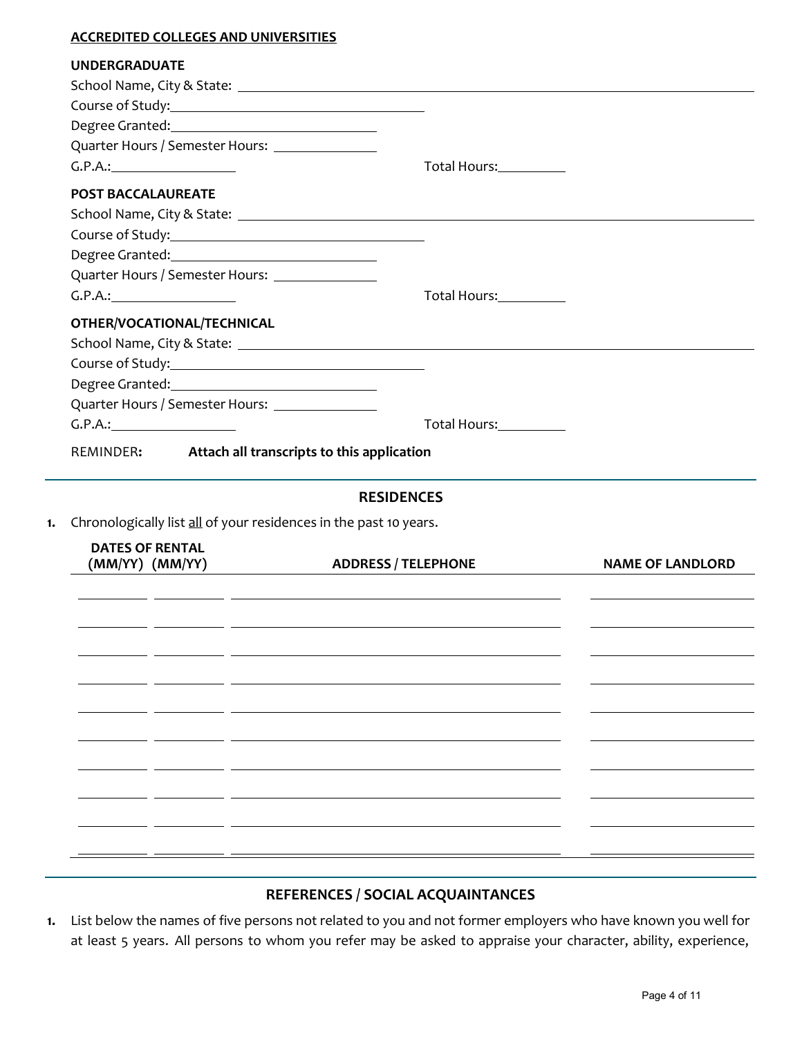**ACCREDITED COLLEGES AND UNIVERSITIES**

**UNDERGRADUATE**

School Name, City & State: ____________________

Course of Study: ____________________

Degree Granted: ____________________

Quarter Hours / Semester Hours: ____________

G.P.A.: ____________ Total Hours: ________

**POST BACCALAUREATE**

School Name, City & State: ____________________

Course of Study: ____________________

Degree Granted: ____________________

Quarter Hours / Semester Hours: ____________

G.P.A.: ____________ Total Hours: ________

**OTHER/VOCATIONAL/TECHNICAL**

School Name, City & State: ____________________

Course of Study: ____________________

Degree Granted: ____________________

Quarter Hours / Semester Hours: ____________

G.P.A.: ____________ Total Hours: ________

REMINDER**:** **Attach all transcripts to this application**

## RESIDENCES

1. Chronologically list all of your residences in the past 10 years.

| DATES OF RENTAL (MM/YY) | (MM/YY) | ADDRESS / TELEPHONE | NAME OF LANDLORD |
|---|---|---|---|
| | | | |
| | | | |
| | | | |
| | | | |
| | | | |
| | | | |
| | | | |
| | | | |
| | | | |
| | | | |

## REFERENCES / SOCIAL ACQUAINTANCES

1. List below the names of five persons not related to you and not former employers who have known you well for at least 5 years. All persons to whom you refer may be asked to appraise your character, ability, experience,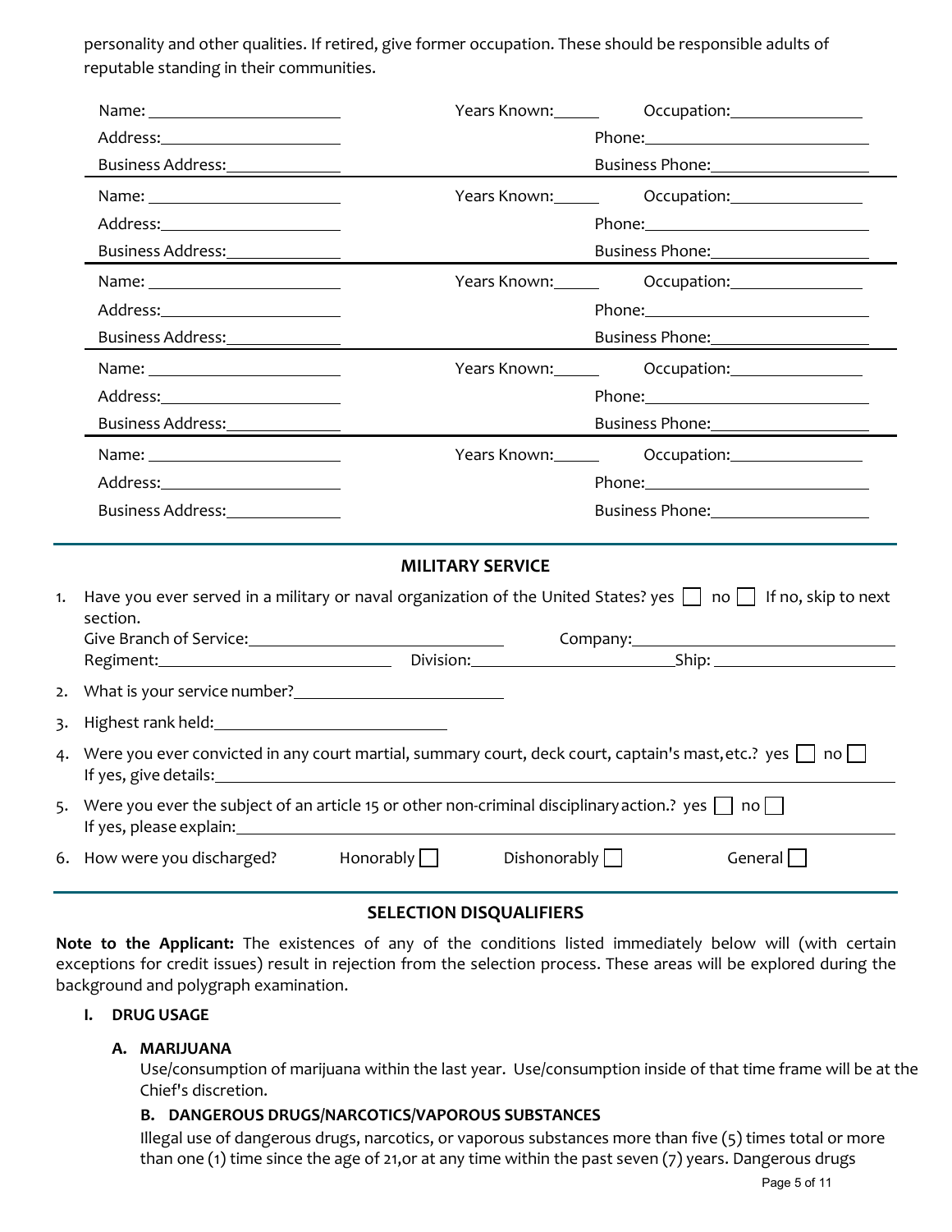personality and other qualities. If retired, give former occupation. These should be responsible adults of reputable standing in their communities.

Name: ______________________ Years Known:______ Occupation:________________
Address:____________________ Phone:__________________________
Business Address:_____________ Business Phone:__________________

Name: ______________________ Years Known:______ Occupation:________________
Address:____________________ Phone:__________________________
Business Address:_____________ Business Phone:__________________

Name: ______________________ Years Known:______ Occupation:________________
Address:____________________ Phone:__________________________
Business Address:_____________ Business Phone:__________________

Name: ______________________ Years Known:______ Occupation:________________
Address:____________________ Phone:__________________________
Business Address:_____________ Business Phone:__________________

Name: ______________________ Years Known:______ Occupation:________________
Address:____________________ Phone:__________________________
Business Address:_____________ Business Phone:__________________

## MILITARY SERVICE

1. Have you ever served in a military or naval organization of the United States? yes ☐ no ☐ If no, skip to next section.
   Give Branch of Service:____________________________ Company:______________________________
   Regiment:__________________________ Division:______________________Ship: ______________________
2. What is your service number?________________________
3. Highest rank held:__________________________
4. Were you ever convicted in any court martial, summary court, deck court, captain's mast, etc.? yes ☐ no ☐
   If yes, give details:______________________________________________________________________
5. Were you ever the subject of an article 15 or other non-criminal disciplinary action.? yes ☐ no ☐
   If yes, please explain:____________________________________________________________________
6. How were you discharged? Honorably ☐ Dishonorably ☐ General ☐

## SELECTION DISQUALIFIERS

**Note to the Applicant:** The existences of any of the conditions listed immediately below will (with certain exceptions for credit issues) result in rejection from the selection process. These areas will be explored during the background and polygraph examination.

### I. DRUG USAGE

#### A. MARIJUANA

Use/consumption of marijuana within the last year. Use/consumption inside of that time frame will be at the Chief's discretion.

#### B. DANGEROUS DRUGS/NARCOTICS/VAPOROUS SUBSTANCES

Illegal use of dangerous drugs, narcotics, or vaporous substances more than five (5) times total or more than one (1) time since the age of 21,or at any time within the past seven (7) years. Dangerous drugs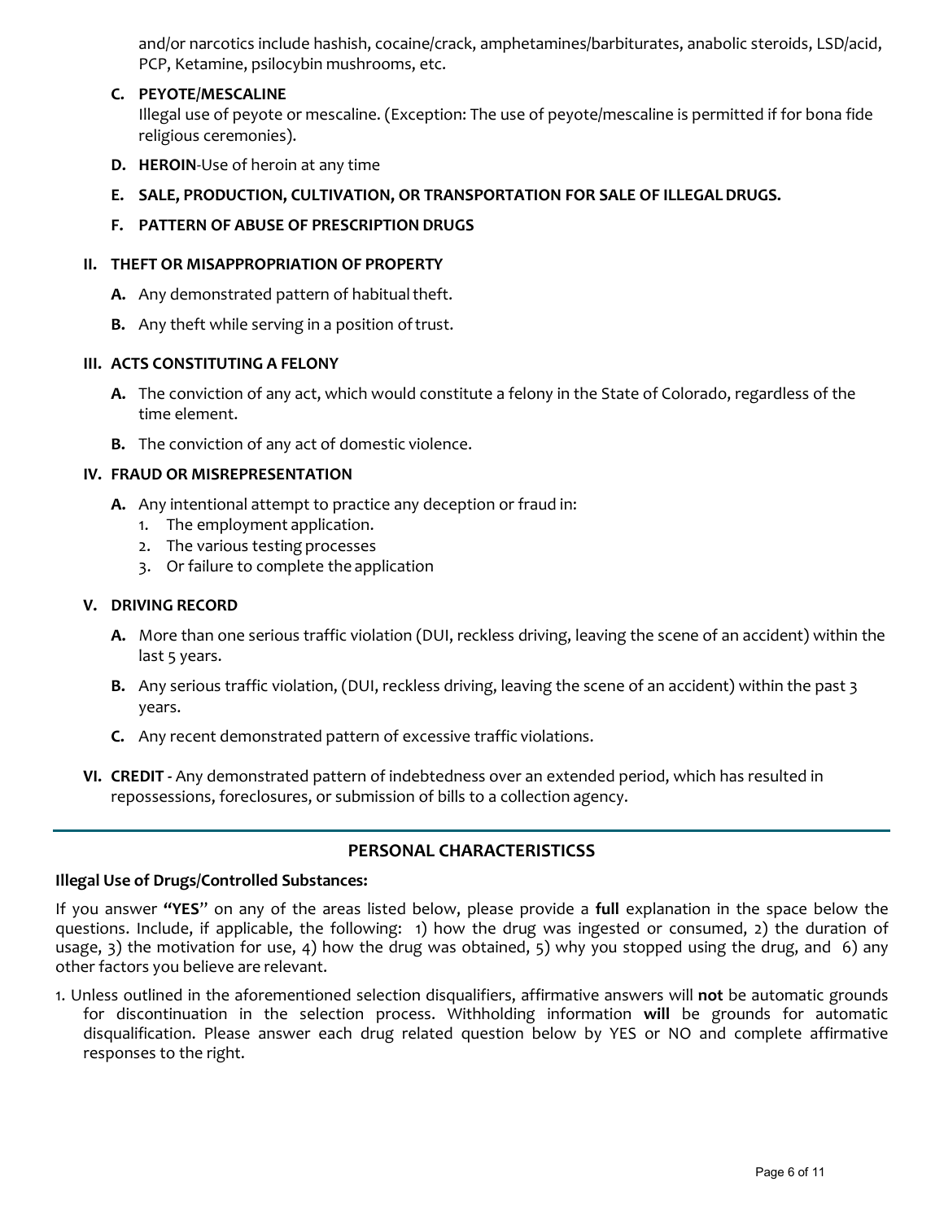and/or narcotics include hashish, cocaine/crack, amphetamines/barbiturates, anabolic steroids, LSD/acid, PCP, Ketamine, psilocybin mushrooms, etc.

**C. PEYOTE/MESCALINE**
Illegal use of peyote or mescaline. (Exception: The use of peyote/mescaline is permitted if for bona fide religious ceremonies).

**D. HEROIN**-Use of heroin at any time

**E. SALE, PRODUCTION, CULTIVATION, OR TRANSPORTATION FOR SALE OF ILLEGAL DRUGS.**

**F. PATTERN OF ABUSE OF PRESCRIPTION DRUGS**

**II. THEFT OR MISAPPROPRIATION OF PROPERTY**

**A.** Any demonstrated pattern of habitual theft.

**B.** Any theft while serving in a position of trust.

**III. ACTS CONSTITUTING A FELONY**

**A.** The conviction of any act, which would constitute a felony in the State of Colorado, regardless of the time element.

**B.** The conviction of any act of domestic violence.

**IV. FRAUD OR MISREPRESENTATION**

**A.** Any intentional attempt to practice any deception or fraud in:
1. The employment application.
2. The various testing processes
3. Or failure to complete the application

**V. DRIVING RECORD**

**A.** More than one serious traffic violation (DUI, reckless driving, leaving the scene of an accident) within the last 5 years.

**B.** Any serious traffic violation, (DUI, reckless driving, leaving the scene of an accident) within the past 3 years.

**C.** Any recent demonstrated pattern of excessive traffic violations.

**VI. CREDIT -** Any demonstrated pattern of indebtedness over an extended period, which has resulted in repossessions, foreclosures, or submission of bills to a collection agency.

---

## PERSONAL CHARACTERISTICSS

**Illegal Use of Drugs/Controlled Substances:**

If you answer **"YES"** on any of the areas listed below, please provide a **full** explanation in the space below the questions. Include, if applicable, the following: 1) how the drug was ingested or consumed, 2) the duration of usage, 3) the motivation for use, 4) how the drug was obtained, 5) why you stopped using the drug, and 6) any other factors you believe are relevant.

1. Unless outlined in the aforementioned selection disqualifiers, affirmative answers will **not** be automatic grounds for discontinuation in the selection process. Withholding information **will** be grounds for automatic disqualification. Please answer each drug related question below by YES or NO and complete affirmative responses to the right.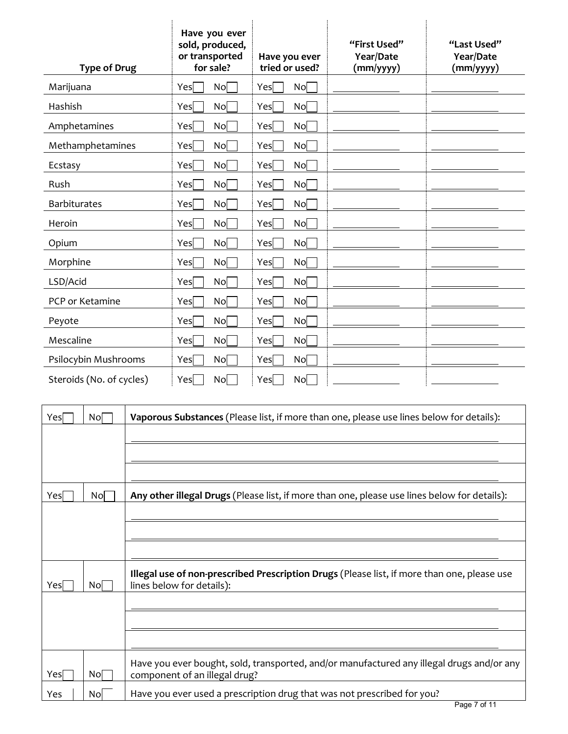| Type of Drug | Have you ever sold, produced, or transported for sale? | Have you ever tried or used? | "First Used" Year/Date (mm/yyyy) | "Last Used" Year/Date (mm/yyyy) |
|---|---|---|---|---|
| Marijuana | Yes ☐ No ☐ | Yes ☐ No ☐ | ________ | ________ |
| Hashish | Yes ☐ No ☐ | Yes ☐ No ☐ | ________ | ________ |
| Amphetamines | Yes ☐ No ☐ | Yes ☐ No ☐ | ________ | ________ |
| Methamphetamines | Yes ☐ No ☐ | Yes ☐ No ☐ | ________ | ________ |
| Ecstasy | Yes ☐ No ☐ | Yes ☐ No ☐ | ________ | ________ |
| Rush | Yes ☐ No ☐ | Yes ☐ No ☐ | ________ | ________ |
| Barbiturates | Yes ☐ No ☐ | Yes ☐ No ☐ | ________ | ________ |
| Heroin | Yes ☐ No ☐ | Yes ☐ No ☐ | ________ | ________ |
| Opium | Yes ☐ No ☐ | Yes ☐ No ☐ | ________ | ________ |
| Morphine | Yes ☐ No ☐ | Yes ☐ No ☐ | ________ | ________ |
| LSD/Acid | Yes ☐ No ☐ | Yes ☐ No ☐ | ________ | ________ |
| PCP or Ketamine | Yes ☐ No ☐ | Yes ☐ No ☐ | ________ | ________ |
| Peyote | Yes ☐ No ☐ | Yes ☐ No ☐ | ________ | ________ |
| Mescaline | Yes ☐ No ☐ | Yes ☐ No ☐ | ________ | ________ |
| Psilocybin Mushrooms | Yes ☐ No ☐ | Yes ☐ No ☐ | ________ | ________ |
| Steroids (No. of cycles) | Yes ☐ No ☐ | Yes ☐ No ☐ | ________ | ________ |

| | | |
|---|---|---|
| Yes ☐ | No ☐ | **Vaporous Substances** (Please list, if more than one, please use lines below for details): |
| | | ________________________________ |
| | | ________________________________ |
| | | ________________________________ |
| Yes ☐ | No ☐ | **Any other illegal Drugs** (Please list, if more than one, please use lines below for details): |
| | | ________________________________ |
| | | ________________________________ |
| | | ________________________________ |
| Yes ☐ | No ☐ | **Illegal use of non-prescribed Prescription Drugs** (Please list, if more than one, please use lines below for details): |
| | | ________________________________ |
| | | ________________________________ |
| | | ________________________________ |
| Yes ☐ | No ☐ | Have you ever bought, sold, transported, and/or manufactured any illegal drugs and/or any component of an illegal drug? |
| Yes ☐ | No ☐ | Have you ever used a prescription drug that was not prescribed for you? |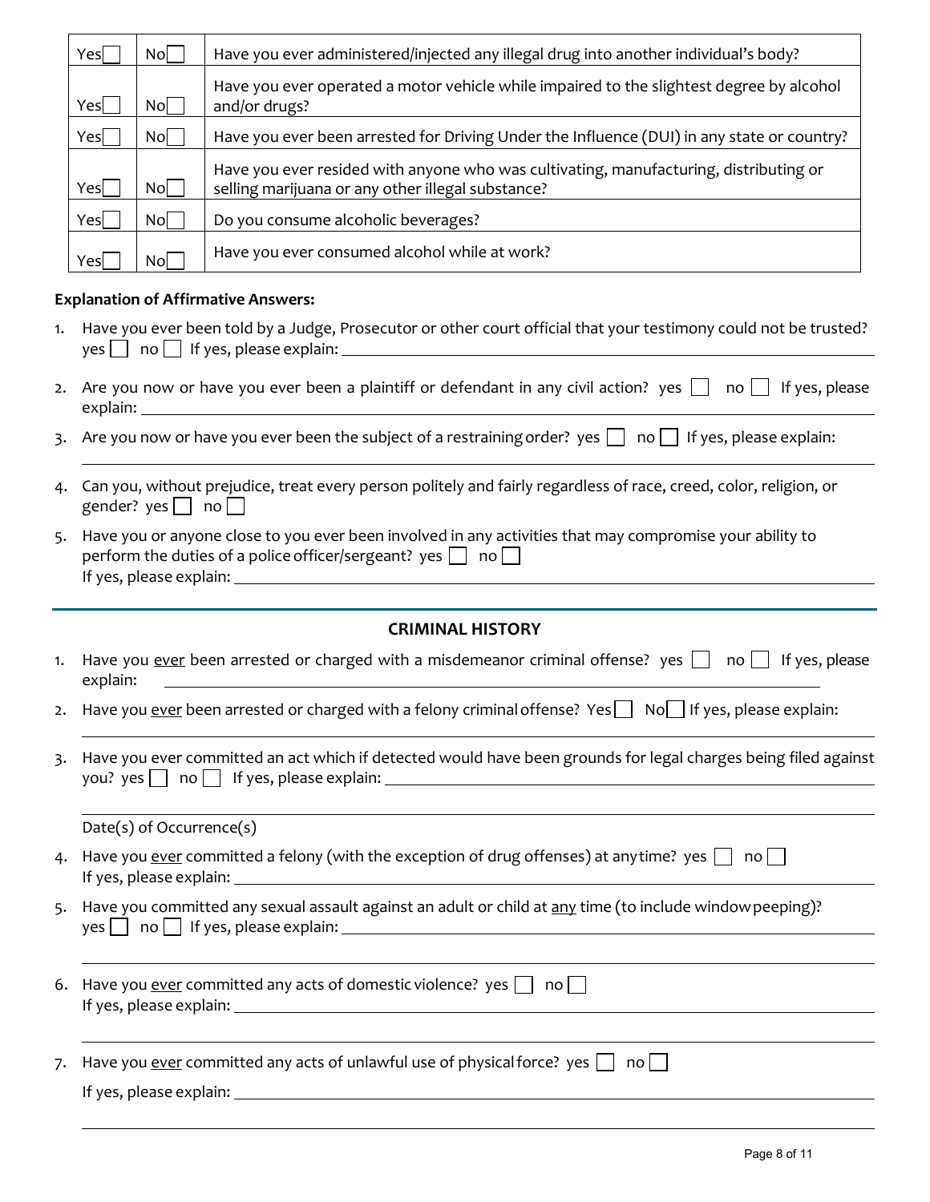| Yes | No | Question |
|---|---|---|
| Yes☐ | No☐ | Have you ever administered/injected any illegal drug into another individual's body? |
| Yes☐ | No☐ | Have you ever operated a motor vehicle while impaired to the slightest degree by alcohol and/or drugs? |
| Yes☐ | No☐ | Have you ever been arrested for Driving Under the Influence (DUI) in any state or country? |
| Yes☐ | No☐ | Have you ever resided with anyone who was cultivating, manufacturing, distributing or selling marijuana or any other illegal substance? |
| Yes☐ | No☐ | Do you consume alcoholic beverages? |
| Yes☐ | No☐ | Have you ever consumed alcohol while at work? |

**Explanation of Affirmative Answers:**

1. Have you ever been told by a Judge, Prosecutor or other court official that your testimony could not be trusted? yes ☐ no ☐ If yes, please explain: ____________________
2. Are you now or have you ever been a plaintiff or defendant in any civil action? yes ☐ no ☐ If yes, please explain: ____________________
3. Are you now or have you ever been the subject of a restraining order? yes ☐ no ☐ If yes, please explain: ____________________
4. Can you, without prejudice, treat every person politely and fairly regardless of race, creed, color, religion, or gender? yes ☐ no ☐
5. Have you or anyone close to you ever been involved in any activities that may compromise your ability to perform the duties of a police officer/sergeant? yes ☐ no ☐
   If yes, please explain: ____________________

## CRIMINAL HISTORY

1. Have you <u>ever</u> been arrested or charged with a misdemeanor criminal offense? yes ☐ no ☐ If yes, please explain: ____________________
2. Have you <u>ever</u> been arrested or charged with a felony criminal offense? Yes☐ No☐ If yes, please explain: ____________________
3. Have you ever committed an act which if detected would have been grounds for legal charges being filed against you? yes ☐ no ☐ If yes, please explain: ____________________

   Date(s) of Occurrence(s)
4. Have you <u>ever</u> committed a felony (with the exception of drug offenses) at any time? yes ☐ no ☐
   If yes, please explain: ____________________
5. Have you committed any sexual assault against an adult or child at <u>any</u> time (to include window peeping)? yes ☐ no ☐ If yes, please explain: ____________________
6. Have you <u>ever</u> committed any acts of domestic violence? yes ☐ no ☐
   If yes, please explain: ____________________
7. Have you <u>ever</u> committed any acts of unlawful use of physical force? yes ☐ no ☐
   If yes, please explain: ____________________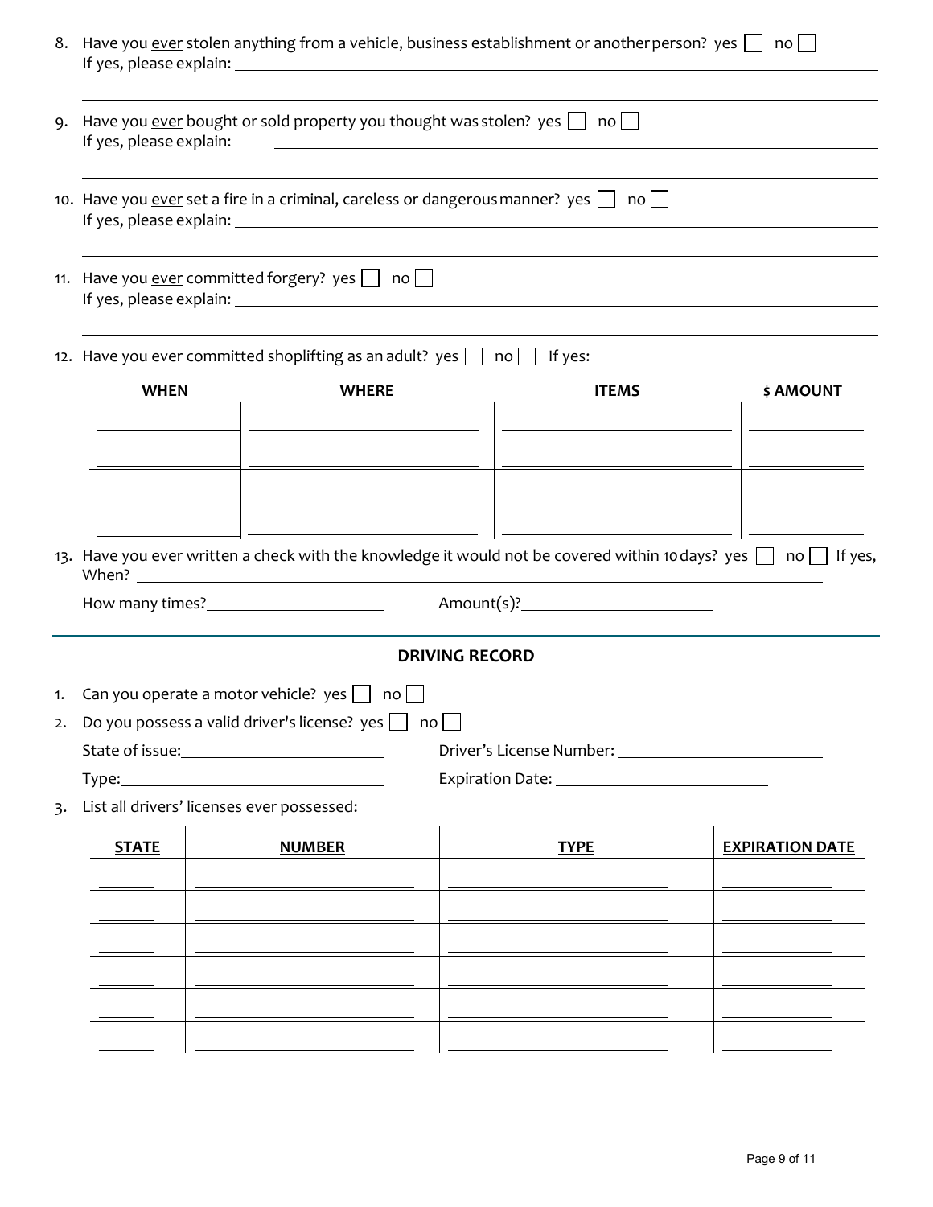8. Have you <u>ever</u> stolen anything from a vehicle, business establishment or another person? yes ☐ no ☐
   If yes, please explain: \_\_\_\_\_\_\_\_\_\_\_\_\_\_\_\_\_\_\_\_

9. Have you <u>ever</u> bought or sold property you thought was stolen? yes ☐ no ☐
   If yes, please explain: \_\_\_\_\_\_\_\_\_\_\_\_\_\_\_\_\_\_\_\_

10. Have you <u>ever</u> set a fire in a criminal, careless or dangerous manner? yes ☐ no ☐
    If yes, please explain: \_\_\_\_\_\_\_\_\_\_\_\_\_\_\_\_\_\_\_\_

11. Have you <u>ever</u> committed forgery? yes ☐ no ☐
    If yes, please explain: \_\_\_\_\_\_\_\_\_\_\_\_\_\_\_\_\_\_\_\_

12. Have you ever committed shoplifting as an adult? yes ☐ no ☐ If yes:

| WHEN | WHERE | ITEMS | $ AMOUNT |
|---|---|---|---|
| | | | |
| | | | |
| | | | |
| | | | |

13. Have you ever written a check with the knowledge it would not be covered within 10 days? yes ☐ no ☐ If yes, When? \_\_\_\_\_\_\_\_\_\_\_\_\_\_\_\_\_\_\_\_

    How many times? \_\_\_\_\_\_\_\_\_\_ Amount(s)? \_\_\_\_\_\_\_\_\_\_

## DRIVING RECORD

1. Can you operate a motor vehicle? yes ☐ no ☐
2. Do you possess a valid driver's license? yes ☐ no ☐

   State of issue: \_\_\_\_\_\_\_\_\_\_ Driver's License Number: \_\_\_\_\_\_\_\_\_\_

   Type: \_\_\_\_\_\_\_\_\_\_ Expiration Date: \_\_\_\_\_\_\_\_\_\_
3. List all drivers' licenses <u>ever</u> possessed:

| STATE | NUMBER | TYPE | EXPIRATION DATE |
|---|---|---|---|
| | | | |
| | | | |
| | | | |
| | | | |
| | | | |
| | | | |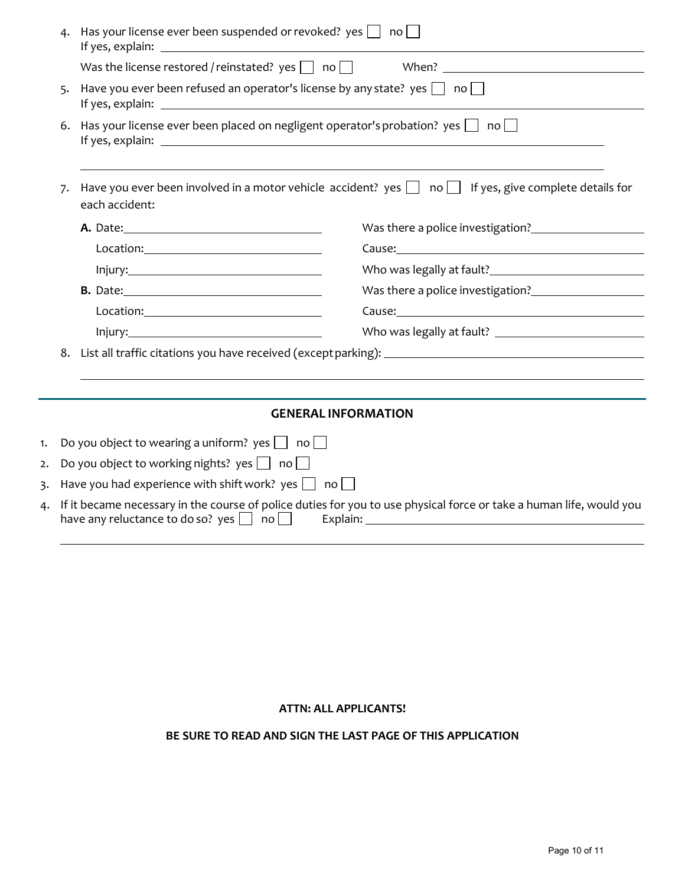4. Has your license ever been suspended or revoked? yes ☐ no ☐
   If yes, explain: \_\_\_\_\_\_\_\_\_\_\_\_\_\_\_\_\_\_\_\_\_\_\_\_\_\_\_\_\_\_
   Was the license restored / reinstated? yes ☐ no ☐ When? \_\_\_\_\_\_\_\_\_\_\_\_\_\_\_\_
5. Have you ever been refused an operator's license by any state? yes ☐ no ☐
   If yes, explain: \_\_\_\_\_\_\_\_\_\_\_\_\_\_\_\_\_\_\_\_\_\_\_\_\_\_\_\_\_\_
6. Has your license ever been placed on negligent operator's probation? yes ☐ no ☐
   If yes, explain: \_\_\_\_\_\_\_\_\_\_\_\_\_\_\_\_\_\_\_\_\_\_\_\_\_\_\_\_\_\_
7. Have you ever been involved in a motor vehicle accident? yes ☐ no ☐ If yes, give complete details for each accident:

   **A.** Date: \_\_\_\_\_\_\_\_\_\_\_\_\_\_\_\_ Was there a police investigation? \_\_\_\_\_\_\_\_\_\_\_\_\_\_\_\_
   Location: \_\_\_\_\_\_\_\_\_\_\_\_\_\_\_\_ Cause: \_\_\_\_\_\_\_\_\_\_\_\_\_\_\_\_
   Injury: \_\_\_\_\_\_\_\_\_\_\_\_\_\_\_\_ Who was legally at fault? \_\_\_\_\_\_\_\_\_\_\_\_\_\_\_\_

   **B.** Date: \_\_\_\_\_\_\_\_\_\_\_\_\_\_\_\_ Was there a police investigation? \_\_\_\_\_\_\_\_\_\_\_\_\_\_\_\_
   Location: \_\_\_\_\_\_\_\_\_\_\_\_\_\_\_\_ Cause: \_\_\_\_\_\_\_\_\_\_\_\_\_\_\_\_
   Injury: \_\_\_\_\_\_\_\_\_\_\_\_\_\_\_\_ Who was legally at fault? \_\_\_\_\_\_\_\_\_\_\_\_\_\_\_\_
8. List all traffic citations you have received (except parking): \_\_\_\_\_\_\_\_\_\_\_\_\_\_\_\_\_\_\_\_\_\_\_\_\_\_\_\_\_\_

## GENERAL INFORMATION

1. Do you object to wearing a uniform? yes ☐ no ☐
2. Do you object to working nights? yes ☐ no ☐
3. Have you had experience with shift work? yes ☐ no ☐
4. If it became necessary in the course of police duties for you to use physical force or take a human life, would you have any reluctance to do so? yes ☐ no ☐ Explain: \_\_\_\_\_\_\_\_\_\_\_\_\_\_\_\_\_\_\_\_\_\_\_\_\_\_\_\_\_\_

**ATTN: ALL APPLICANTS!**

**BE SURE TO READ AND SIGN THE LAST PAGE OF THIS APPLICATION**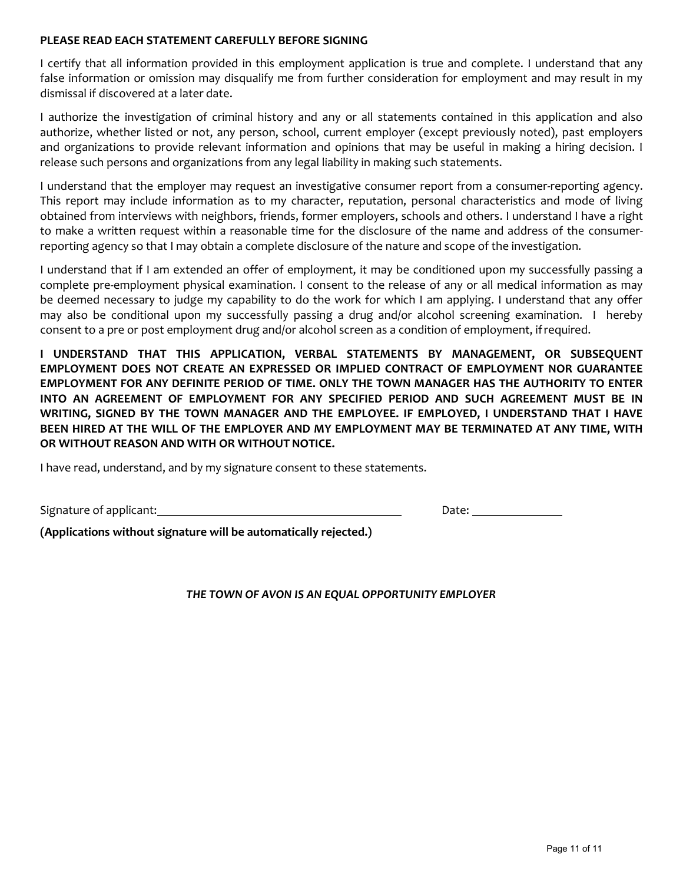**PLEASE READ EACH STATEMENT CAREFULLY BEFORE SIGNING**

I certify that all information provided in this employment application is true and complete. I understand that any false information or omission may disqualify me from further consideration for employment and may result in my dismissal if discovered at a later date.

I authorize the investigation of criminal history and any or all statements contained in this application and also authorize, whether listed or not, any person, school, current employer (except previously noted), past employers and organizations to provide relevant information and opinions that may be useful in making a hiring decision. I release such persons and organizations from any legal liability in making such statements.

I understand that the employer may request an investigative consumer report from a consumer-reporting agency. This report may include information as to my character, reputation, personal characteristics and mode of living obtained from interviews with neighbors, friends, former employers, schools and others. I understand I have a right to make a written request within a reasonable time for the disclosure of the name and address of the consumer-reporting agency so that I may obtain a complete disclosure of the nature and scope of the investigation.

I understand that if I am extended an offer of employment, it may be conditioned upon my successfully passing a complete pre-employment physical examination. I consent to the release of any or all medical information as may be deemed necessary to judge my capability to do the work for which I am applying. I understand that any offer may also be conditional upon my successfully passing a drug and/or alcohol screening examination. I hereby consent to a pre or post employment drug and/or alcohol screen as a condition of employment, if required.

**I UNDERSTAND THAT THIS APPLICATION, VERBAL STATEMENTS BY MANAGEMENT, OR SUBSEQUENT EMPLOYMENT DOES NOT CREATE AN EXPRESSED OR IMPLIED CONTRACT OF EMPLOYMENT NOR GUARANTEE EMPLOYMENT FOR ANY DEFINITE PERIOD OF TIME. ONLY THE TOWN MANAGER HAS THE AUTHORITY TO ENTER INTO AN AGREEMENT OF EMPLOYMENT FOR ANY SPECIFIED PERIOD AND SUCH AGREEMENT MUST BE IN WRITING, SIGNED BY THE TOWN MANAGER AND THE EMPLOYEE. IF EMPLOYED, I UNDERSTAND THAT I HAVE BEEN HIRED AT THE WILL OF THE EMPLOYER AND MY EMPLOYMENT MAY BE TERMINATED AT ANY TIME, WITH OR WITHOUT REASON AND WITH OR WITHOUT NOTICE.**

I have read, understand, and by my signature consent to these statements.

Signature of applicant: ______________________________ Date: ______________

**(Applications without signature will be automatically rejected.)**

***THE TOWN OF AVON IS AN EQUAL OPPORTUNITY EMPLOYER***